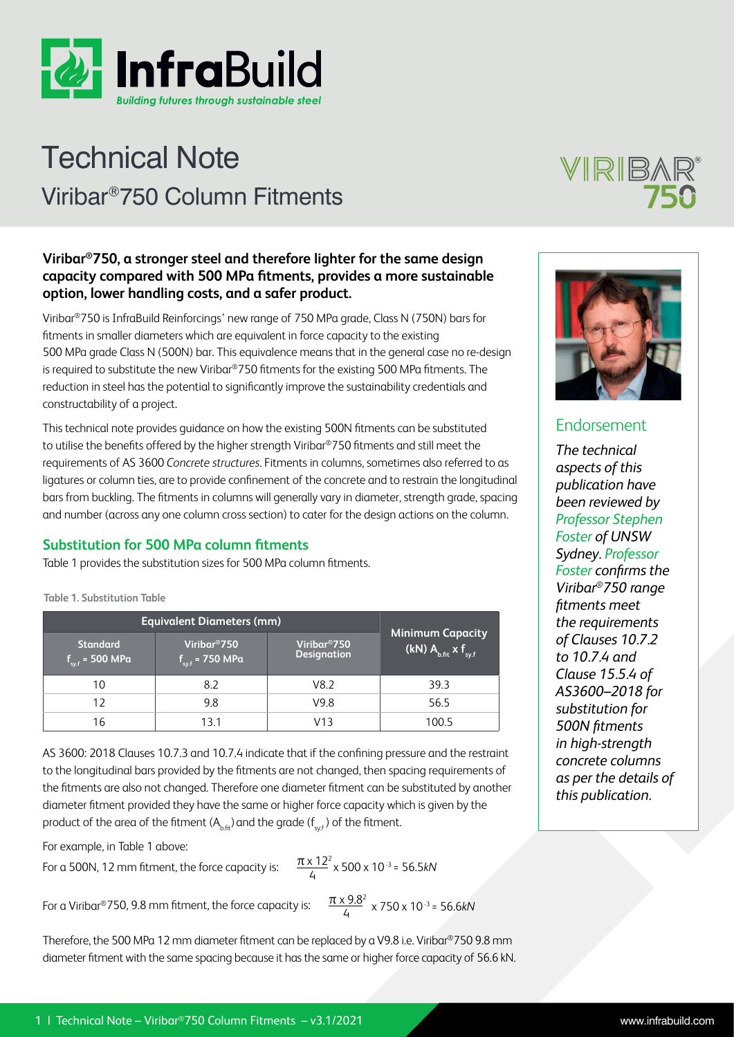# Technical Note

## Viribar®750 Column Fitments

**Viribar®750, a stronger steel and therefore lighter for the same design capacity compared with 500 MPa fitments, provides a more sustainable option, lower handling costs, and a safer product.**

Viribar®750 is InfraBuild Reinforcings' new range of 750 MPa grade, Class N (750N) bars for fitments in smaller diameters which are equivalent in force capacity to the existing 500 MPa grade Class N (500N) bar. This equivalence means that in the general case no re-design is required to substitute the new Viribar®750 fitments for the existing 500 MPa fitments. The reduction in steel has the potential to significantly improve the sustainability credentials and constructability of a project.

This technical note provides guidance on how the existing 500N fitments can be substituted to utilise the benefits offered by the higher strength Viribar®750 fitments and still meet the requirements of AS 3600 *Concrete structures*. Fitments in columns, sometimes also referred to as ligatures or column ties, are to provide confinement of the concrete and to restrain the longitudinal bars from buckling. The fitments in columns will generally vary in diameter, strength grade, spacing and number (across any one column cross section) to cater for the design actions on the column.

### Substitution for 500 MPa column fitments

Table 1 provides the substitution sizes for 500 MPa column fitments.

**Table 1. Substitution Table**

| Equivalent Diameters (mm) | | | Minimum Capacity (kN) $A_{b.fit} \times f_{sy.f}$ |
|---|---|---|---|
| Standard $f_{sy.f}$ = 500 MPa | Viribar®750 $f_{sy.f}$ = 750 MPa | Viribar®750 Designation | |
| 10 | 8.2 | V8.2 | 39.3 |
| 12 | 9.8 | V9.8 | 56.5 |
| 16 | 13.1 | V13 | 100.5 |

AS 3600: 2018 Clauses 10.7.3 and 10.7.4 indicate that if the confining pressure and the restraint to the longitudinal bars provided by the fitments are not changed, then spacing requirements of the fitments are also not changed. Therefore one diameter fitment can be substituted by another diameter fitment provided they have the same or higher force capacity which is given by the product of the area of the fitment ($A_{b.fit}$) and the grade ($f_{sy.f}$) of the fitment.

For example, in Table 1 above:

For a 500N, 12 mm fitment, the force capacity is: $\frac{\pi \times 12^2}{4} \times 500 \times 10^{-3} = 56.5kN$

For a Viribar®750, 9.8 mm fitment, the force capacity is: $\frac{\pi \times 9.8^2}{4} \times 750 \times 10^{-3} = 56.6kN$

Therefore, the 500 MPa 12 mm diameter fitment can be replaced by a V9.8 i.e. Viribar®750 9.8 mm diameter fitment with the same spacing because it has the same or higher force capacity of 56.6 kN.

### Endorsement

*The technical aspects of this publication have been reviewed by Professor Stephen Foster of UNSW Sydney. Professor Foster confirms the Viribar®750 range fitments meet the requirements of Clauses 10.7.2 to 10.7.4 and Clause 15.5.4 of AS3600–2018 for substitution for 500N fitments in high-strength concrete columns as per the details of this publication.*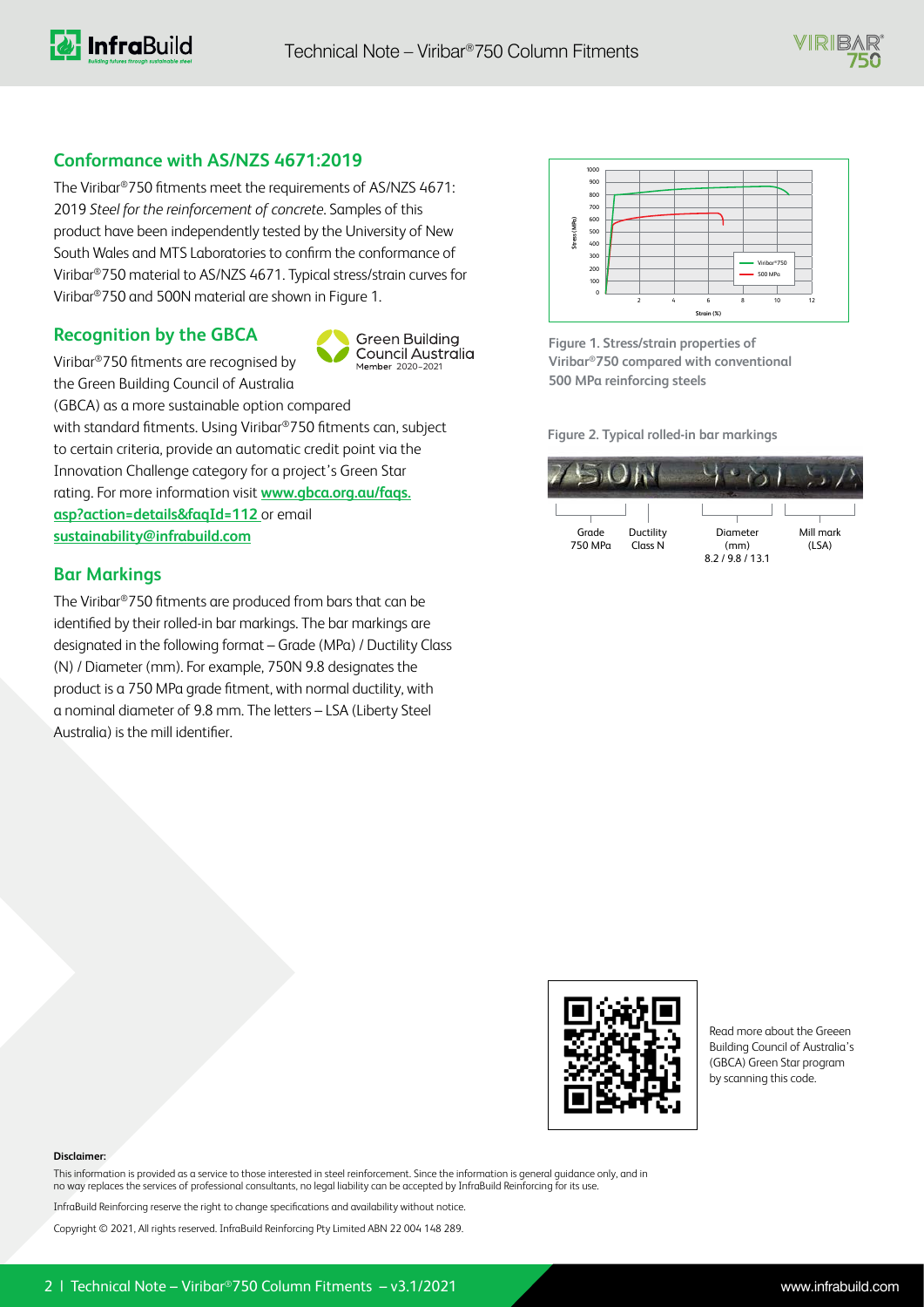## Conformance with AS/NZS 4671:2019

The Viribar®750 fitments meet the requirements of AS/NZS 4671: 2019 *Steel for the reinforcement of concrete*. Samples of this product have been independently tested by the University of New South Wales and MTS Laboratories to confirm the conformance of Viribar®750 material to AS/NZS 4671. Typical stress/strain curves for Viribar®750 and 500N material are shown in Figure 1.

## Recognition by the GBCA

Green Building Council Australia
Member 2020–2021

Viribar®750 fitments are recognised by the Green Building Council of Australia (GBCA) as a more sustainable option compared with standard fitments. Using Viribar®750 fitments can, subject to certain criteria, provide an automatic credit point via the Innovation Challenge category for a project's Green Star rating. For more information visit **www.gbca.org.au/faqs.asp?action=details&faqId=112** or email **sustainability@infrabuild.com**

## Bar Markings

The Viribar®750 fitments are produced from bars that can be identified by their rolled-in bar markings. The bar markings are designated in the following format – Grade (MPa) / Ductility Class (N) / Diameter (mm). For example, 750N 9.8 designates the product is a 750 MPa grade fitment, with normal ductility, with a nominal diameter of 9.8 mm. The letters – LSA (Liberty Steel Australia) is the mill identifier.

Stress (MPa)
1000
900
800
700
600
500
400
300
200
100
0
2
4
6
8
10
12
Strain (%)
Viribar®750
500 MPa

**Figure 1. Stress/strain properties of Viribar®750 compared with conventional 500 MPa reinforcing steels**

**Figure 2. Typical rolled-in bar markings**

Grade
750 MPa

Ductility
Class N

Diameter
(mm)
8.2 / 9.8 / 13.1

Mill mark
(LSA)

Read more about the Greeen Building Council of Australia's (GBCA) Green Star program by scanning this code.

**Disclaimer:**

This information is provided as a service to those interested in steel reinforcement. Since the information is general guidance only, and in no way replaces the services of professional consultants, no legal liability can be accepted by InfraBuild Reinforcing for its use.

InfraBuild Reinforcing reserve the right to change specifications and availability without notice.

Copyright © 2021, All rights reserved. InfraBuild Reinforcing Pty Limited ABN 22 004 148 289.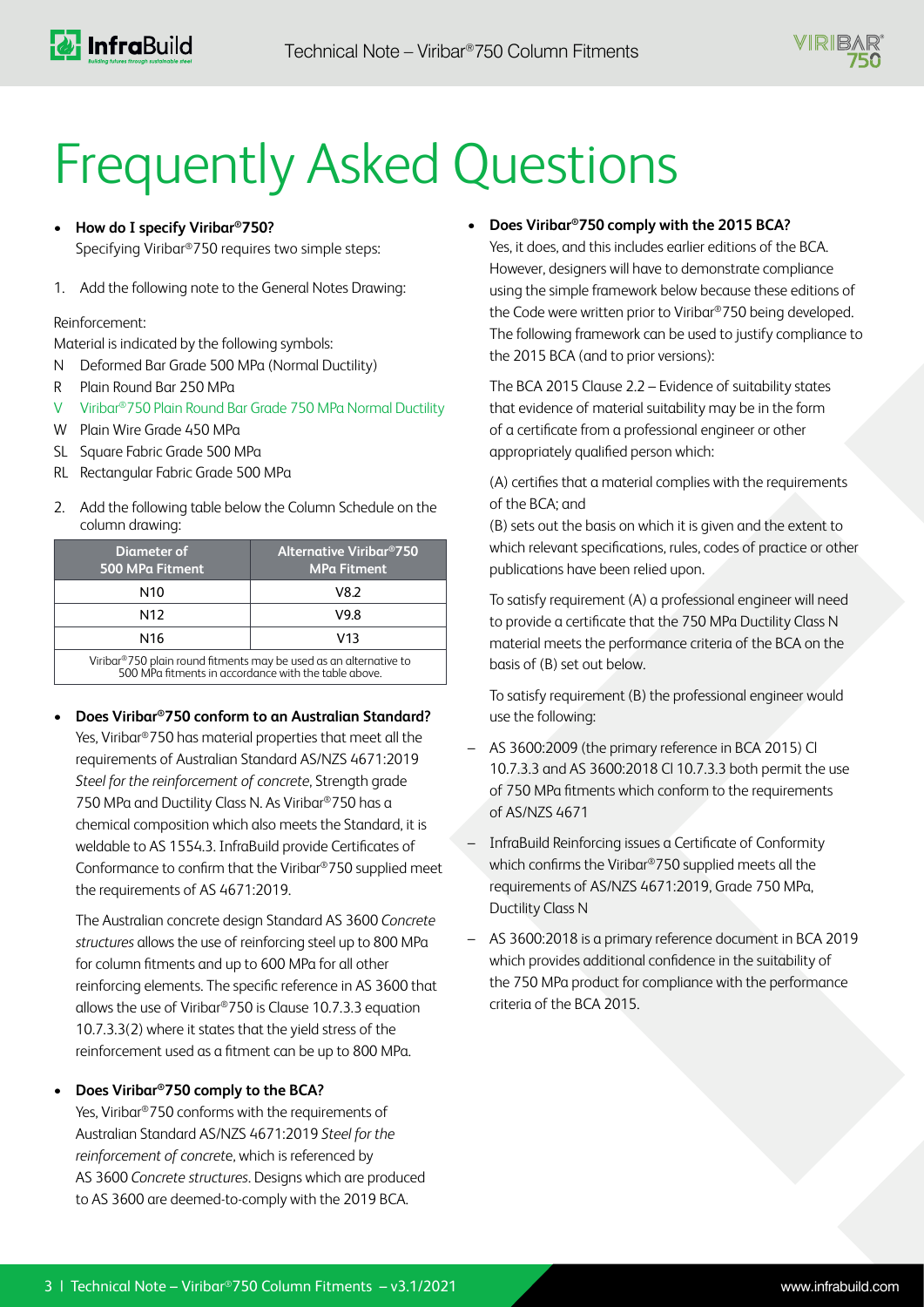# Frequently Asked Questions

- **How do I specify Viribar®750?**
  Specifying Viribar®750 requires two simple steps:

1. Add the following note to the General Notes Drawing:

Reinforcement:
Material is indicated by the following symbols:

- N  Deformed Bar Grade 500 MPa (Normal Ductility)
- R  Plain Round Bar 250 MPa
- V  Viribar®750 Plain Round Bar Grade 750 MPa Normal Ductility
- W  Plain Wire Grade 450 MPa
- SL  Square Fabric Grade 500 MPa
- RL  Rectangular Fabric Grade 500 MPa

2. Add the following table below the Column Schedule on the column drawing:

| Diameter of 500 MPa Fitment | Alternative Viribar®750 MPa Fitment |
|---|---|
| N10 | V8.2 |
| N12 | V9.8 |
| N16 | V13 |
| Viribar®750 plain round fitments may be used as an alternative to 500 MPa fitments in accordance with the table above. | |

- **Does Viribar®750 conform to an Australian Standard?**
  Yes, Viribar®750 has material properties that meet all the requirements of Australian Standard AS/NZS 4671:2019 *Steel for the reinforcement of concrete*, Strength grade 750 MPa and Ductility Class N. As Viribar®750 has a chemical composition which also meets the Standard, it is weldable to AS 1554.3. InfraBuild provide Certificates of Conformance to confirm that the Viribar®750 supplied meet the requirements of AS 4671:2019.

  The Australian concrete design Standard AS 3600 *Concrete structures* allows the use of reinforcing steel up to 800 MPa for column fitments and up to 600 MPa for all other reinforcing elements. The specific reference in AS 3600 that allows the use of Viribar®750 is Clause 10.7.3.3 equation 10.7.3.3(2) where it states that the yield stress of the reinforcement used as a fitment can be up to 800 MPa.

- **Does Viribar®750 comply to the BCA?**
  Yes, Viribar®750 conforms with the requirements of Australian Standard AS/NZS 4671:2019 *Steel for the reinforcement of concrete*, which is referenced by AS 3600 *Concrete structures*. Designs which are produced to AS 3600 are deemed-to-comply with the 2019 BCA.

- **Does Viribar®750 comply with the 2015 BCA?**
  Yes, it does, and this includes earlier editions of the BCA. However, designers will have to demonstrate compliance using the simple framework below because these editions of the Code were written prior to Viribar®750 being developed. The following framework can be used to justify compliance to the 2015 BCA (and to prior versions):

  The BCA 2015 Clause 2.2 – Evidence of suitability states that evidence of material suitability may be in the form of a certificate from a professional engineer or other appropriately qualified person which:

  (A) certifies that a material complies with the requirements of the BCA; and
  (B) sets out the basis on which it is given and the extent to which relevant specifications, rules, codes of practice or other publications have been relied upon.

  To satisfy requirement (A) a professional engineer will need to provide a certificate that the 750 MPa Ductility Class N material meets the performance criteria of the BCA on the basis of (B) set out below.

  To satisfy requirement (B) the professional engineer would use the following:

  - AS 3600:2009 (the primary reference in BCA 2015) Cl 10.7.3.3 and AS 3600:2018 Cl 10.7.3.3 both permit the use of 750 MPa fitments which conform to the requirements of AS/NZS 4671
  - InfraBuild Reinforcing issues a Certificate of Conformity which confirms the Viribar®750 supplied meets all the requirements of AS/NZS 4671:2019, Grade 750 MPa, Ductility Class N
  - AS 3600:2018 is a primary reference document in BCA 2019 which provides additional confidence in the suitability of the 750 MPa product for compliance with the performance criteria of the BCA 2015.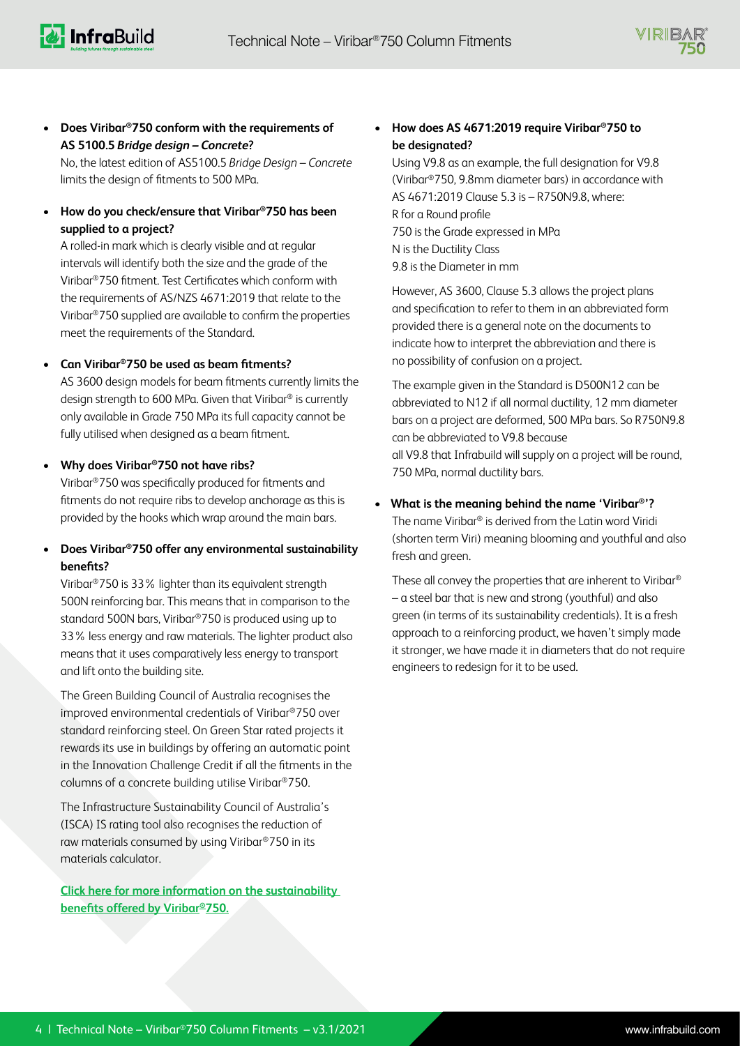- **Does Viribar®750 conform with the requirements of AS 5100.5 *Bridge design – Concrete*?**

  No, the latest edition of AS5100.5 *Bridge Design – Concrete* limits the design of fitments to 500 MPa.

- **How do you check/ensure that Viribar®750 has been supplied to a project?**

  A rolled-in mark which is clearly visible and at regular intervals will identify both the size and the grade of the Viribar®750 fitment. Test Certificates which conform with the requirements of AS/NZS 4671:2019 that relate to the Viribar®750 supplied are available to confirm the properties meet the requirements of the Standard.

- **Can Viribar®750 be used as beam fitments?**

  AS 3600 design models for beam fitments currently limits the design strength to 600 MPa. Given that Viribar® is currently only available in Grade 750 MPa its full capacity cannot be fully utilised when designed as a beam fitment.

- **Why does Viribar®750 not have ribs?**

  Viribar®750 was specifically produced for fitments and fitments do not require ribs to develop anchorage as this is provided by the hooks which wrap around the main bars.

- **Does Viribar®750 offer any environmental sustainability benefits?**

  Viribar®750 is 33% lighter than its equivalent strength 500N reinforcing bar. This means that in comparison to the standard 500N bars, Viribar®750 is produced using up to 33% less energy and raw materials. The lighter product also means that it uses comparatively less energy to transport and lift onto the building site.

  The Green Building Council of Australia recognises the improved environmental credentials of Viribar®750 over standard reinforcing steel. On Green Star rated projects it rewards its use in buildings by offering an automatic point in the Innovation Challenge Credit if all the fitments in the columns of a concrete building utilise Viribar®750.

  The Infrastructure Sustainability Council of Australia's (ISCA) IS rating tool also recognises the reduction of raw materials consumed by using Viribar®750 in its materials calculator.

  **Click here for more information on the sustainability benefits offered by Viribar®750.**

- **How does AS 4671:2019 require Viribar®750 to be designated?**

  Using V9.8 as an example, the full designation for V9.8 (Viribar®750, 9.8mm diameter bars) in accordance with AS 4671:2019 Clause 5.3 is – R750N9.8, where:

  R for a Round profile

  750 is the Grade expressed in MPa

  N is the Ductility Class

  9.8 is the Diameter in mm

  However, AS 3600, Clause 5.3 allows the project plans and specification to refer to them in an abbreviated form provided there is a general note on the documents to indicate how to interpret the abbreviation and there is no possibility of confusion on a project.

  The example given in the Standard is D500N12 can be abbreviated to N12 if all normal ductility, 12 mm diameter bars on a project are deformed, 500 MPa bars. So R750N9.8 can be abbreviated to V9.8 because all V9.8 that Infrabuild will supply on a project will be round, 750 MPa, normal ductility bars.

- **What is the meaning behind the name 'Viribar®'?**

  The name Viribar® is derived from the Latin word Viridi (shorten term Viri) meaning blooming and youthful and also fresh and green.

  These all convey the properties that are inherent to Viribar® – a steel bar that is new and strong (youthful) and also green (in terms of its sustainability credentials). It is a fresh approach to a reinforcing product, we haven't simply made it stronger, we have made it in diameters that do not require engineers to redesign for it to be used.